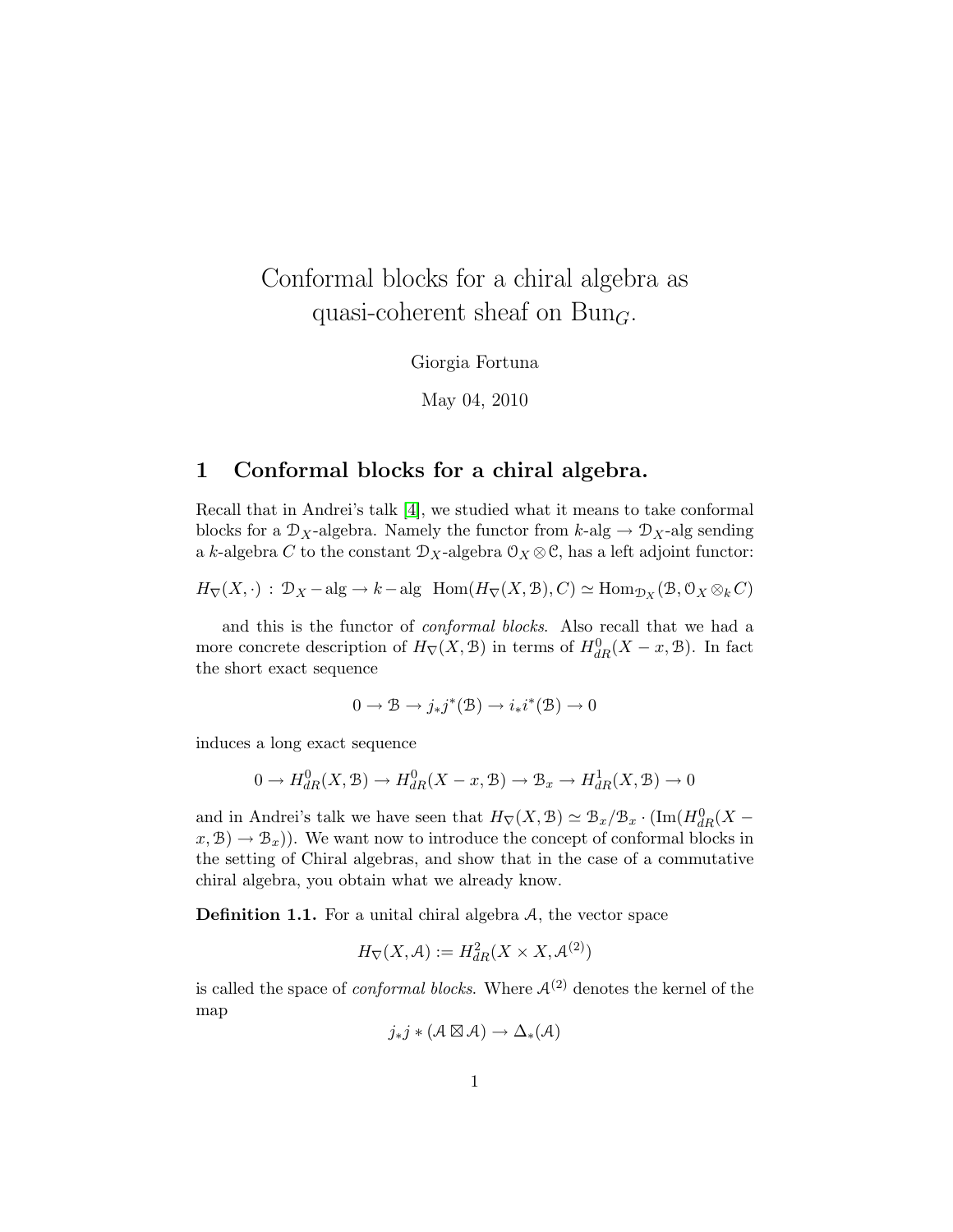# Conformal blocks for a chiral algebra as quasi-coherent sheaf on $\mathrm{Bun}_G$.

Giorgia Fortuna

May 04, 2010

## 1 Conformal blocks for a chiral algebra.

Recall that in Andrei's talk [4], we studied what it means to take conformal blocks for a $\mathcal{D}_X$-algebra. Namely the functor from $k$-alg $\to \mathcal{D}_X$-alg sending a $k$-algebra $C$ to the constant $\mathcal{D}_X$-algebra $\mathcal{O}_X \otimes \mathcal{C}$, has a left adjoint functor:

$$H_\nabla(X, \cdot) : \mathcal{D}_X - \text{alg} \to k - \text{alg} \quad \text{Hom}(H_\nabla(X, \mathcal{B}), C) \simeq \text{Hom}_{\mathcal{D}_X}(\mathcal{B}, \mathcal{O}_X \otimes_k C)$$

and this is the functor of *conformal blocks*. Also recall that we had a more concrete description of $H_\nabla(X, \mathcal{B})$ in terms of $H^0_{dR}(X - x, \mathcal{B})$. In fact the short exact sequence

$$0 \to \mathcal{B} \to j_*j^*(\mathcal{B}) \to i_*i^*(\mathcal{B}) \to 0$$

induces a long exact sequence

$$0 \to H^0_{dR}(X, \mathcal{B}) \to H^0_{dR}(X - x, \mathcal{B}) \to \mathcal{B}_x \to H^1_{dR}(X, \mathcal{B}) \to 0$$

and in Andrei's talk we have seen that $H_\nabla(X, \mathcal{B}) \simeq \mathcal{B}_x / \mathcal{B}_x \cdot (\text{Im}(H^0_{dR}(X - x, \mathcal{B}) \to \mathcal{B}_x))$. We want now to introduce the concept of conformal blocks in the setting of Chiral algebras, and show that in the case of a commutative chiral algebra, you obtain what we already know.

**Definition 1.1.** For a unital chiral algebra $\mathcal{A}$, the vector space

$$H_\nabla(X, \mathcal{A}) := H^2_{dR}(X \times X, \mathcal{A}^{(2)})$$

is called the space of *conformal blocks*. Where $\mathcal{A}^{(2)}$ denotes the kernel of the map

$$j_*j*(\mathcal{A} \boxtimes \mathcal{A}) \to \Delta_*(\mathcal{A})$$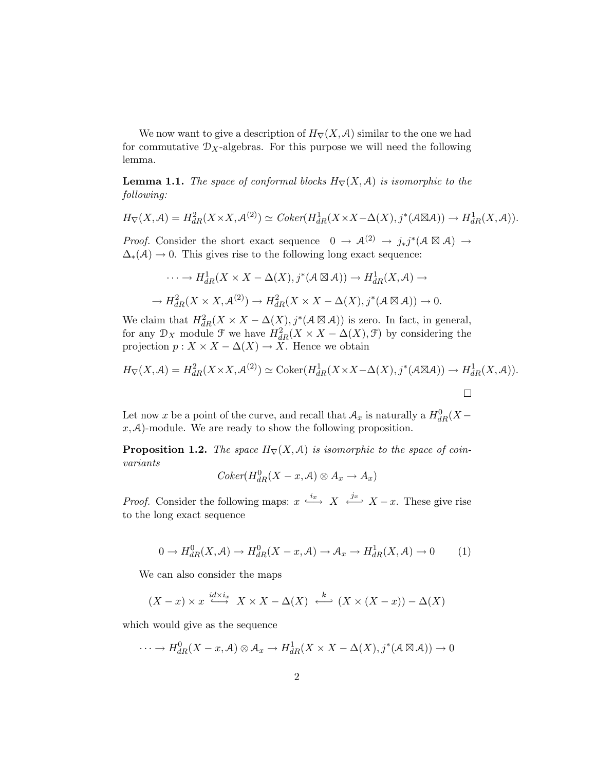We now want to give a description of $H_\nabla(X, \mathcal{A})$ similar to the one we had for commutative $\mathcal{D}_X$-algebras. For this purpose we will need the following lemma.

**Lemma 1.1.** *The space of conformal blocks $H_\nabla(X, \mathcal{A})$ is isomorphic to the following:*

$$H_\nabla(X, \mathcal{A}) = H^2_{dR}(X \times X, \mathcal{A}^{(2)}) \simeq \mathit{Coker}(H^1_{dR}(X \times X - \Delta(X), j^*(\mathcal{A} \boxtimes \mathcal{A})) \to H^1_{dR}(X, \mathcal{A})).$$

*Proof.* Consider the short exact sequence $0 \to \mathcal{A}^{(2)} \to j_* j^*(\mathcal{A} \boxtimes \mathcal{A}) \to \Delta_*(\mathcal{A}) \to 0$. This gives rise to the following long exact sequence:

$$\cdots \to H^1_{dR}(X \times X - \Delta(X), j^*(\mathcal{A} \boxtimes \mathcal{A})) \to H^1_{dR}(X, \mathcal{A}) \to$$

$$\to H^2_{dR}(X \times X, \mathcal{A}^{(2)}) \to H^2_{dR}(X \times X - \Delta(X), j^*(\mathcal{A} \boxtimes \mathcal{A})) \to 0.$$

We claim that $H^2_{dR}(X \times X - \Delta(X), j^*(\mathcal{A} \boxtimes \mathcal{A}))$ is zero. In fact, in general, for any $\mathcal{D}_X$ module $\mathcal{F}$ we have $H^2_{dR}(X \times X - \Delta(X), \mathcal{F})$ by considering the projection $p : X \times X - \Delta(X) \to X$. Hence we obtain

$$H_\nabla(X, \mathcal{A}) = H^2_{dR}(X \times X, \mathcal{A}^{(2)}) \simeq \mathrm{Coker}(H^1_{dR}(X \times X - \Delta(X), j^*(\mathcal{A} \boxtimes \mathcal{A})) \to H^1_{dR}(X, \mathcal{A})).$$

□

Let now $x$ be a point of the curve, and recall that $\mathcal{A}_x$ is naturally a $H^0_{dR}(X - x, \mathcal{A})$-module. We are ready to show the following proposition.

**Proposition 1.2.** *The space $H_\nabla(X, \mathcal{A})$ is isomorphic to the space of coinvariants*

$$\mathit{Coker}(H^0_{dR}(X - x, \mathcal{A}) \otimes A_x \to A_x)$$

*Proof.* Consider the following maps: $x \overset{i_x}{\hookrightarrow} X \overset{j_x}{\hookleftarrow} X - x$. These give rise to the long exact sequence

$$0 \to H^0_{dR}(X, \mathcal{A}) \to H^0_{dR}(X - x, \mathcal{A}) \to \mathcal{A}_x \to H^1_{dR}(X, \mathcal{A}) \to 0 \qquad (1)$$

We can also consider the maps

$$(X - x) \times x \overset{id \times i_x}{\hookrightarrow} X \times X - \Delta(X) \overset{k}{\hookleftarrow} (X \times (X - x)) - \Delta(X)$$

which would give as the sequence

$$\cdots \to H^0_{dR}(X - x, \mathcal{A}) \otimes \mathcal{A}_x \to H^1_{dR}(X \times X - \Delta(X), j^*(\mathcal{A} \boxtimes \mathcal{A})) \to 0$$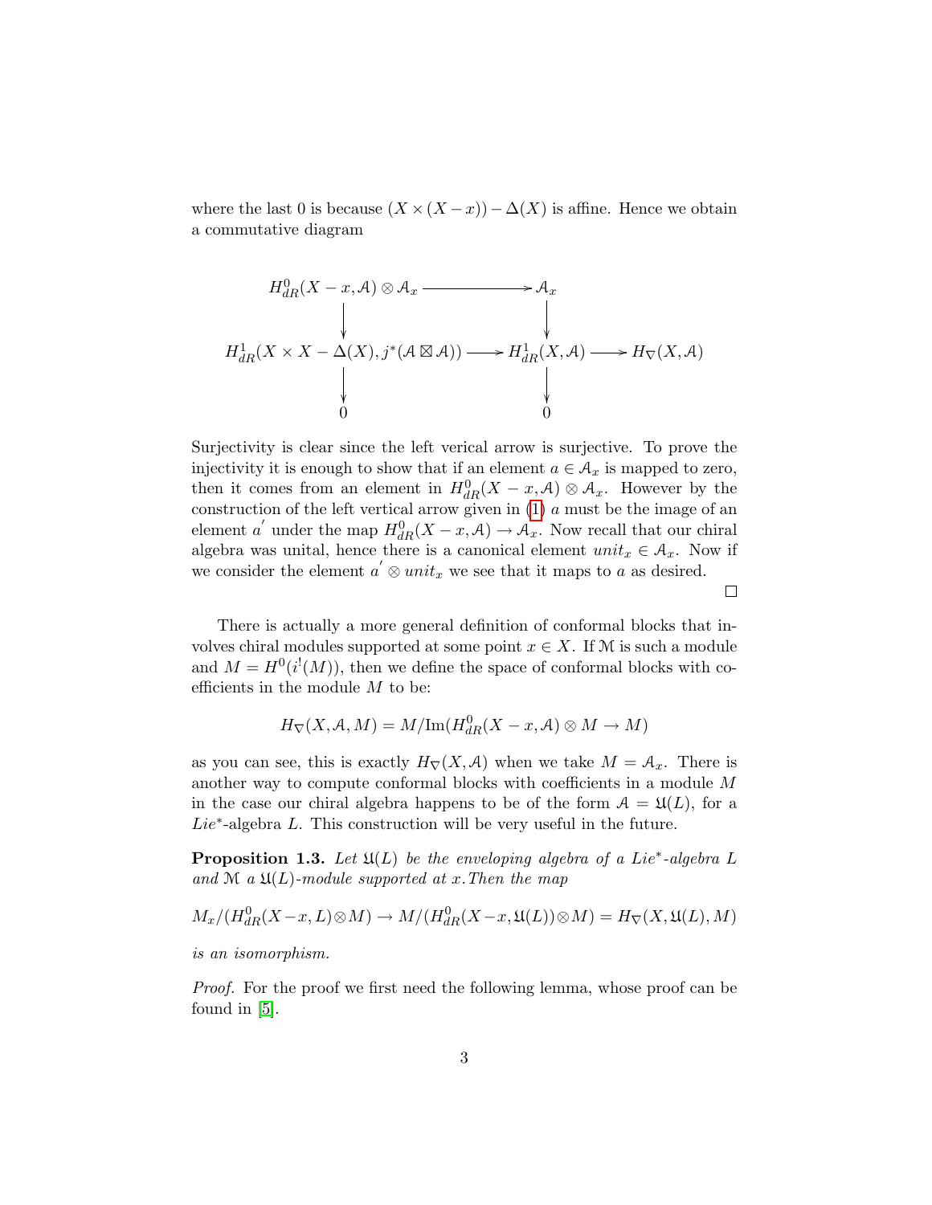where the last 0 is because $(X \times (X - x)) - \Delta(X)$ is affine. Hence we obtain a commutative diagram

$$
\begin{array}{ccccc}
H^0_{dR}(X - x, \mathcal{A}) \otimes \mathcal{A}_x & \longrightarrow & \mathcal{A}_x & & \\
\downarrow & & \downarrow & & \\
H^1_{dR}(X \times X - \Delta(X), j^*(\mathcal{A} \boxtimes \mathcal{A})) & \longrightarrow & H^1_{dR}(X, \mathcal{A}) & \longrightarrow & H_\nabla(X, \mathcal{A}) \\
\downarrow & & \downarrow & & \\
0 & & 0 & &
\end{array}
$$

Surjectivity is clear since the left verical arrow is surjective. To prove the injectivity it is enough to show that if an element $a \in \mathcal{A}_x$ is mapped to zero, then it comes from an element in $H^0_{dR}(X - x, \mathcal{A}) \otimes \mathcal{A}_x$. However by the construction of the left vertical arrow given in (1) $a$ must be the image of an element $a^{'}$ under the map $H^0_{dR}(X - x, \mathcal{A}) \to \mathcal{A}_x$. Now recall that our chiral algebra was unital, hence there is a canonical element $unit_x \in \mathcal{A}_x$. Now if we consider the element $a^{'} \otimes unit_x$ we see that it maps to $a$ as desired.

□

There is actually a more general definition of conformal blocks that involves chiral modules supported at some point $x \in X$. If $\mathcal{M}$ is such a module and $M = H^0(i^!(M))$, then we define the space of conformal blocks with coefficients in the module $M$ to be:

$$H_\nabla(X, \mathcal{A}, M) = M/\mathrm{Im}(H^0_{dR}(X - x, \mathcal{A}) \otimes M \to M)$$

as you can see, this is exactly $H_\nabla(X, \mathcal{A})$ when we take $M = \mathcal{A}_x$. There is another way to compute conformal blocks with coefficients in a module $M$ in the case our chiral algebra happens to be of the form $\mathcal{A} = \mathfrak{U}(L)$, for a $Lie^*$-algebra $L$. This construction will be very useful in the future.

**Proposition 1.3.** *Let $\mathfrak{U}(L)$ be the enveloping algebra of a $Lie^*$-algebra $L$ and $\mathcal{M}$ a $\mathfrak{U}(L)$-module supported at $x$. Then the map*

$$M_x/(H^0_{dR}(X - x, L) \otimes M) \to M/(H^0_{dR}(X - x, \mathfrak{U}(L)) \otimes M) = H_\nabla(X, \mathfrak{U}(L), M)$$

*is an isomorphism.*

*Proof.* For the proof we first need the following lemma, whose proof can be found in [5].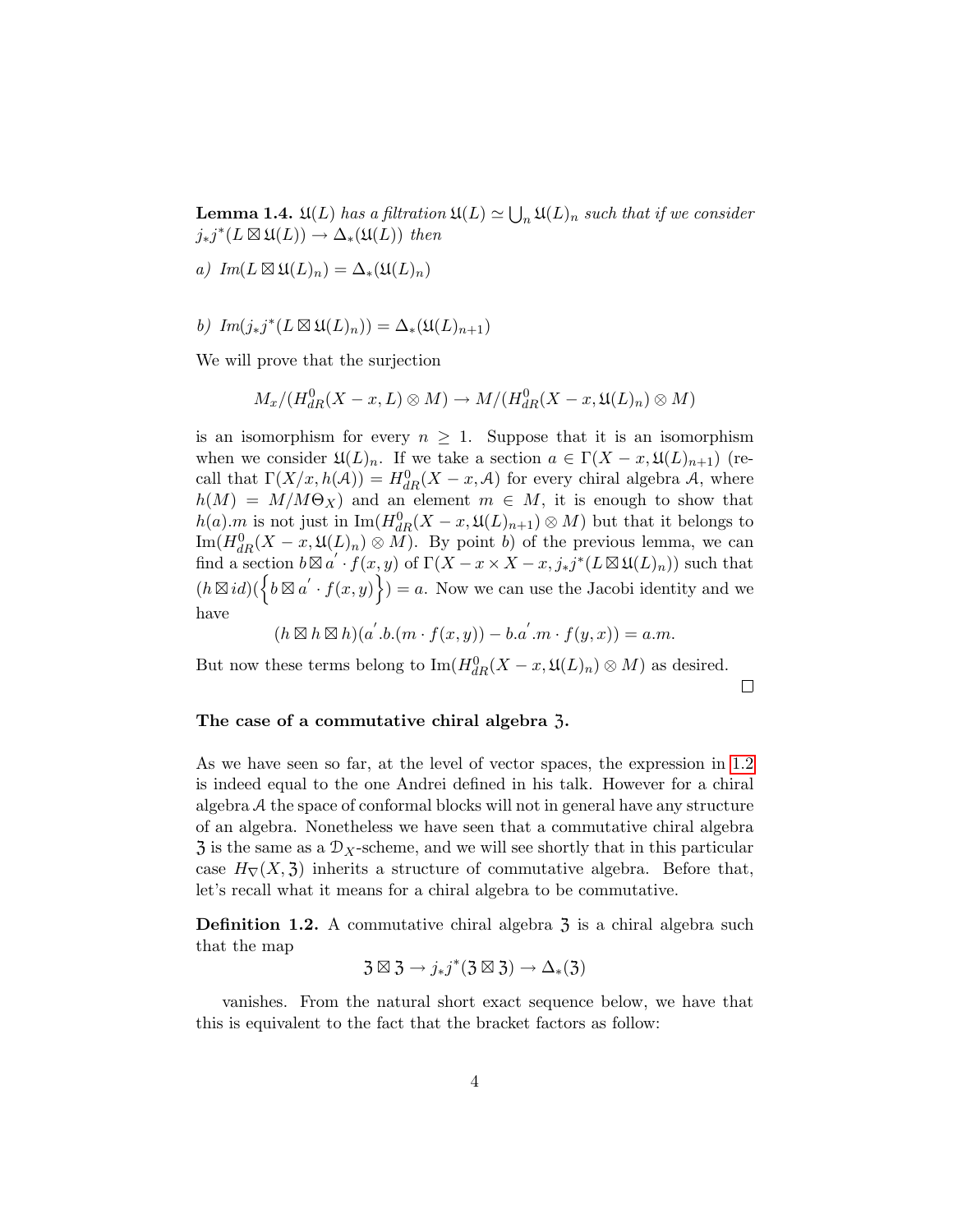**Lemma 1.4.** *$\mathfrak{U}(L)$ has a filtration $\mathfrak{U}(L) \simeq \bigcup_n \mathfrak{U}(L)_n$ such that if we consider $j_*j^*(L \boxtimes \mathfrak{U}(L)) \to \Delta_*(\mathfrak{U}(L))$ then*

*a) $Im(L \boxtimes \mathfrak{U}(L)_n) = \Delta_*(\mathfrak{U}(L)_n)$*

*b) $Im(j_*j^*(L \boxtimes \mathfrak{U}(L)_n)) = \Delta_*(\mathfrak{U}(L)_{n+1})$*

We will prove that the surjection

$$M_x/(H^0_{dR}(X - x, L) \otimes M) \to M/(H^0_{dR}(X - x, \mathfrak{U}(L)_n) \otimes M)$$

is an isomorphism for every $n \geq 1$. Suppose that it is an isomorphism when we consider $\mathfrak{U}(L)_n$. If we take a section $a \in \Gamma(X - x, \mathfrak{U}(L)_{n+1})$ (recall that $\Gamma(X/x, h(\mathcal{A})) = H^0_{dR}(X - x, \mathcal{A})$ for every chiral algebra $\mathcal{A}$, where $h(M) = M/M\Theta_X$) and an element $m \in M$, it is enough to show that $h(a).m$ is not just in $\mathrm{Im}(H^0_{dR}(X - x, \mathfrak{U}(L)_{n+1}) \otimes M)$ but that it belongs to $\mathrm{Im}(H^0_{dR}(X - x, \mathfrak{U}(L)_n) \otimes M)$. By point $b)$ of the previous lemma, we can find a section $b \boxtimes a' \cdot f(x, y)$ of $\Gamma(X - x \times X - x, j_*j^*(L \boxtimes \mathfrak{U}(L)_n))$ such that $(h \boxtimes id)(\Big\{ b \boxtimes a' \cdot f(x, y) \Big\}) = a$. Now we can use the Jacobi identity and we have

$$(h \boxtimes h \boxtimes h)(a'.b.(m \cdot f(x, y)) - b.a'.m \cdot f(y, x)) = a.m.$$

But now these terms belong to $\mathrm{Im}(H^0_{dR}(X - x, \mathfrak{U}(L)_n) \otimes M)$ as desired.

□

### The case of a commutative chiral algebra $\mathfrak{Z}$.

As we have seen so far, at the level of vector spaces, the expression in 1.2 is indeed equal to the one Andrei defined in his talk. However for a chiral algebra $\mathcal{A}$ the space of conformal blocks will not in general have any structure of an algebra. Nonetheless we have seen that a commutative chiral algebra $\mathfrak{Z}$ is the same as a $\mathcal{D}_X$-scheme, and we will see shortly that in this particular case $H_\nabla(X, \mathfrak{Z})$ inherits a structure of commutative algebra. Before that, let's recall what it means for a chiral algebra to be commutative.

**Definition 1.2.** A commutative chiral algebra $\mathfrak{Z}$ is a chiral algebra such that the map

$$\mathfrak{Z} \boxtimes \mathfrak{Z} \to j_*j^*(\mathfrak{Z} \boxtimes \mathfrak{Z}) \to \Delta_*(\mathfrak{Z})$$

vanishes. From the natural short exact sequence below, we have that this is equivalent to the fact that the bracket factors as follow: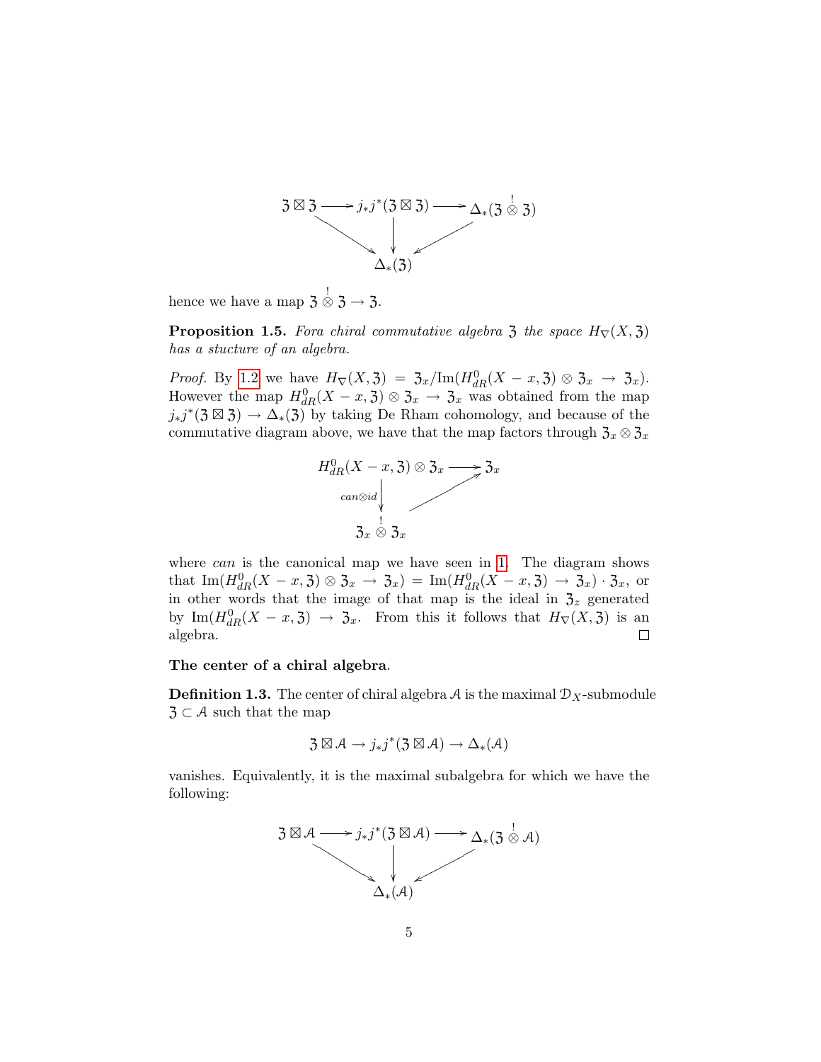$$\begin{array}{ccccc}
\mathfrak{z} \boxtimes \mathfrak{z} & \longrightarrow & j_*j^*(\mathfrak{z} \boxtimes \mathfrak{z}) & \longrightarrow & \Delta_*(\mathfrak{z} \overset{!}{\otimes} \mathfrak{z}) \\
& \searrow & \downarrow & \swarrow & \\
& & \Delta_*(\mathfrak{z}) & &
\end{array}$$

hence we have a map $\mathfrak{z} \overset{!}{\otimes} \mathfrak{z} \to \mathfrak{z}$.

**Proposition 1.5.** *Fora chiral commutative algebra $\mathfrak{z}$ the space $H_\nabla(X, \mathfrak{z})$ has a stucture of an algebra.*

*Proof.* By 1.2 we have $H_\nabla(X, \mathfrak{z}) = \mathfrak{z}_x / \mathrm{Im}(H^0_{dR}(X - x, \mathfrak{z}) \otimes \mathfrak{z}_x \to \mathfrak{z}_x)$. However the map $H^0_{dR}(X - x, \mathfrak{z}) \otimes \mathfrak{z}_x \to \mathfrak{z}_x$ was obtained from the map $j_*j^*(\mathfrak{z} \boxtimes \mathfrak{z}) \to \Delta_*(\mathfrak{z})$ by taking De Rham cohomology, and because of the commutative diagram above, we have that the map factors through $\mathfrak{z}_x \otimes \mathfrak{z}_x$

$$\begin{array}{ccc}
H^0_{dR}(X - x, \mathfrak{z}) \otimes \mathfrak{z}_x & \longrightarrow & \mathfrak{z}_x \\
{\scriptstyle can \otimes id} \downarrow & \nearrow & \\
\mathfrak{z}_x \overset{!}{\otimes} \mathfrak{z}_x & &
\end{array}$$

where *can* is the canonical map we have seen in 1. The diagram shows that $\mathrm{Im}(H^0_{dR}(X - x, \mathfrak{z}) \otimes \mathfrak{z}_x \to \mathfrak{z}_x) = \mathrm{Im}(H^0_{dR}(X - x, \mathfrak{z}) \to \mathfrak{z}_x) \cdot \mathfrak{z}_x$, or in other words that the image of that map is the ideal in $\mathfrak{z}_z$ generated by $\mathrm{Im}(H^0_{dR}(X - x, \mathfrak{z}) \to \mathfrak{z}_x$. From this it follows that $H_\nabla(X, \mathfrak{z})$ is an algebra. □

**The center of a chiral algebra**.

**Definition 1.3.** The center of chiral algebra $\mathcal{A}$ is the maximal $\mathcal{D}_X$-submodule $\mathfrak{z} \subset \mathcal{A}$ such that the map

$$\mathfrak{z} \boxtimes \mathcal{A} \to j_*j^*(\mathfrak{z} \boxtimes \mathcal{A}) \to \Delta_*(\mathcal{A})$$

vanishes. Equivalently, it is the maximal subalgebra for which we have the following:

$$\begin{array}{ccccc}
\mathfrak{z} \boxtimes \mathcal{A} & \longrightarrow & j_*j^*(\mathfrak{z} \boxtimes \mathcal{A}) & \longrightarrow & \Delta_*(\mathfrak{z} \overset{!}{\otimes} \mathcal{A}) \\
& \searrow & \downarrow & \swarrow & \\
& & \Delta_*(\mathcal{A}) & &
\end{array}$$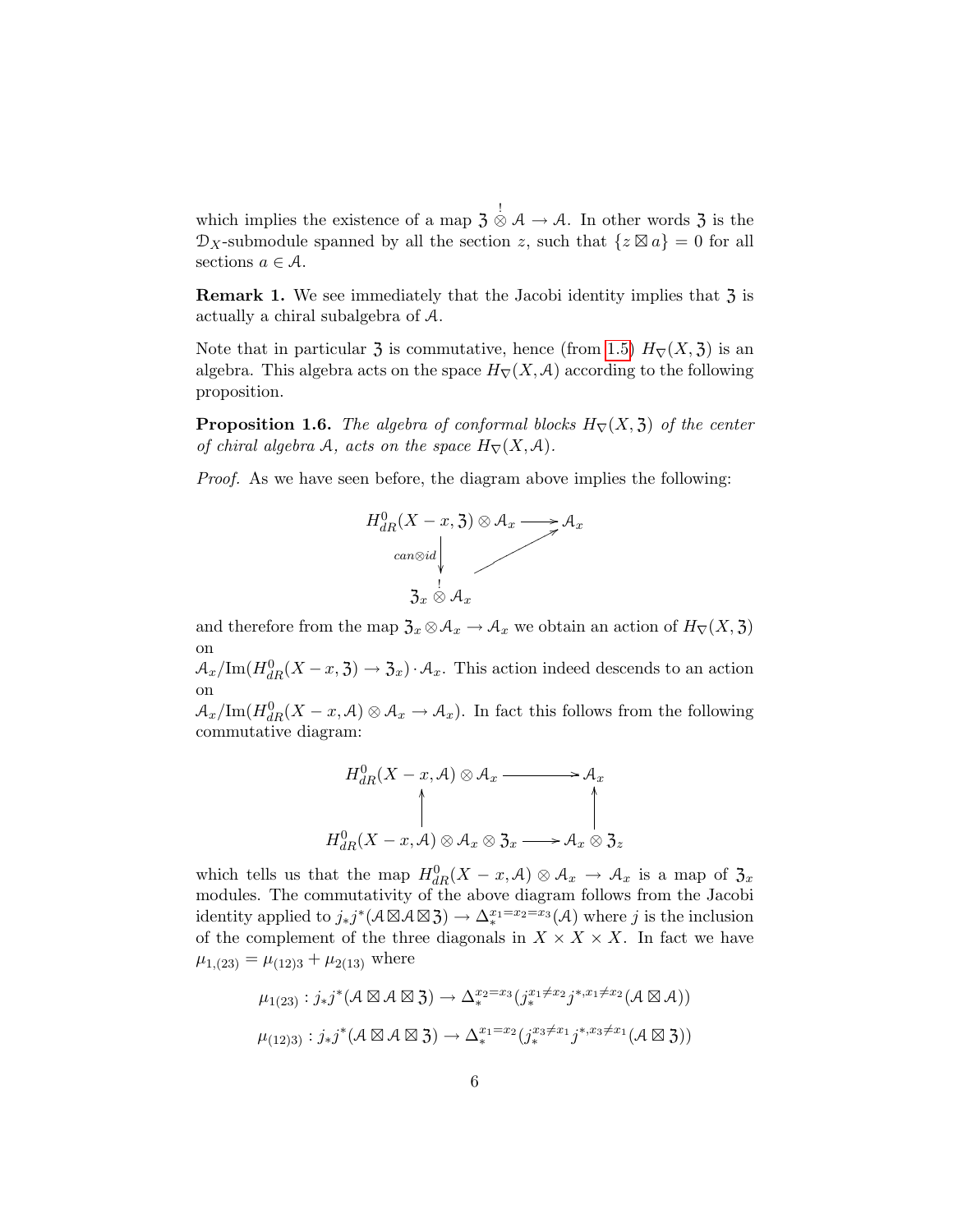which implies the existence of a map $\mathfrak{Z} \overset{!}{\otimes} \mathcal{A} \to \mathcal{A}$. In other words $\mathfrak{Z}$ is the $\mathcal{D}_X$-submodule spanned by all the section $z$, such that $\{z \boxtimes a\} = 0$ for all sections $a \in \mathcal{A}$.

**Remark 1.** We see immediately that the Jacobi identity implies that $\mathfrak{Z}$ is actually a chiral subalgebra of $\mathcal{A}$.

Note that in particular $\mathfrak{Z}$ is commutative, hence (from 1.5) $H_\nabla(X, \mathfrak{Z})$ is an algebra. This algebra acts on the space $H_\nabla(X, \mathcal{A})$ according to the following proposition.

**Proposition 1.6.** *The algebra of conformal blocks $H_\nabla(X, \mathfrak{Z})$ of the center of chiral algebra $\mathcal{A}$, acts on the space $H_\nabla(X, \mathcal{A})$.*

*Proof.* As we have seen before, the diagram above implies the following:

$$\begin{array}{ccc} H^0_{dR}(X - x, \mathfrak{Z}) \otimes \mathcal{A}_x & \longrightarrow & \mathcal{A}_x \\ {\scriptstyle can \otimes id}\downarrow & \nearrow & \\ \mathfrak{Z}_x \overset{!}{\otimes} \mathcal{A}_x & & \end{array}$$

and therefore from the map $\mathfrak{Z}_x \otimes \mathcal{A}_x \to \mathcal{A}_x$ we obtain an action of $H_\nabla(X, \mathfrak{Z})$ on
$\mathcal{A}_x / \mathrm{Im}(H^0_{dR}(X - x, \mathfrak{Z}) \to \mathfrak{Z}_x) \cdot \mathcal{A}_x$. This action indeed descends to an action on
$\mathcal{A}_x / \mathrm{Im}(H^0_{dR}(X - x, \mathcal{A}) \otimes \mathcal{A}_x \to \mathcal{A}_x)$. In fact this follows from the following commutative diagram:

$$\begin{array}{ccc} H^0_{dR}(X - x, \mathcal{A}) \otimes \mathcal{A}_x & \longrightarrow & \mathcal{A}_x \\ \uparrow & & \uparrow \\ H^0_{dR}(X - x, \mathcal{A}) \otimes \mathcal{A}_x \otimes \mathfrak{Z}_x & \longrightarrow & \mathcal{A}_x \otimes \mathfrak{Z}_z \end{array}$$

which tells us that the map $H^0_{dR}(X - x, \mathcal{A}) \otimes \mathcal{A}_x \to \mathcal{A}_x$ is a map of $\mathfrak{Z}_x$ modules. The commutativity of the above diagram follows from the Jacobi identity applied to $j_* j^*(\mathcal{A} \boxtimes \mathcal{A} \boxtimes \mathfrak{Z}) \to \Delta_*^{x_1 = x_2 = x_3}(\mathcal{A})$ where $j$ is the inclusion of the complement of the three diagonals in $X \times X \times X$. In fact we have $\mu_{1,(23)} = \mu_{(12)3} + \mu_{2(13)}$ where

$$\mu_{1(23)} : j_* j^*(\mathcal{A} \boxtimes \mathcal{A} \boxtimes \mathfrak{Z}) \to \Delta_*^{x_2 = x_3}(j_*^{x_1 \neq x_2} j^{*, x_1 \neq x_2}(\mathcal{A} \boxtimes \mathcal{A}))$$

$$\mu_{(12)3)} : j_* j^*(\mathcal{A} \boxtimes \mathcal{A} \boxtimes \mathfrak{Z}) \to \Delta_*^{x_1 = x_2}(j_*^{x_3 \neq x_1} j^{*, x_3 \neq x_1}(\mathcal{A} \boxtimes \mathfrak{Z}))$$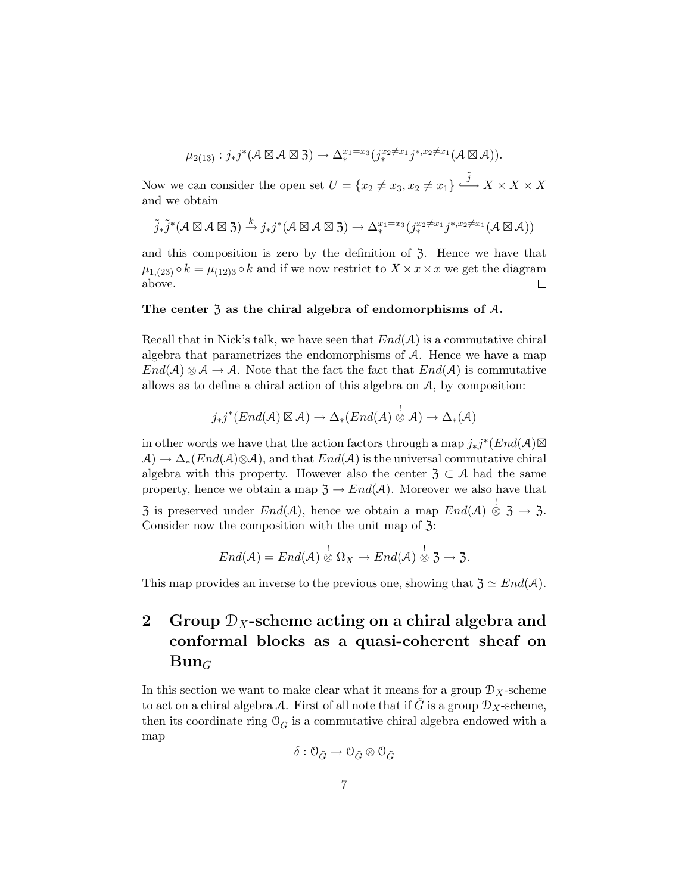$$\mu_{2(13)} : j_* j^*(\mathcal{A} \boxtimes \mathcal{A} \boxtimes \mathfrak{Z}) \to \Delta_*^{x_1 = x_3}(j_*^{x_2 \neq x_1} j^{*, x_2 \neq x_1}(\mathcal{A} \boxtimes \mathcal{A})).$$

Now we can consider the open set $U = \{x_2 \neq x_3, x_2 \neq x_1\} \overset{\tilde{j}}{\hookrightarrow} X \times X \times X$ and we obtain

$$\tilde{j}_* \tilde{j}^*(\mathcal{A} \boxtimes \mathcal{A} \boxtimes \mathfrak{Z}) \xrightarrow{k} j_* j^*(\mathcal{A} \boxtimes \mathcal{A} \boxtimes \mathfrak{Z}) \to \Delta_*^{x_1 = x_3}(j_*^{x_2 \neq x_1} j^{*, x_2 \neq x_1}(\mathcal{A} \boxtimes \mathcal{A}))$$

and this composition is zero by the definition of $\mathfrak{Z}$. Hence we have that $\mu_{1,(23)} \circ k = \mu_{(12)3} \circ k$ and if we now restrict to $X \times x \times x$ we get the diagram above. $\square$

**The center $\mathfrak{Z}$ as the chiral algebra of endomorphisms of $\mathcal{A}$.**

Recall that in Nick's talk, we have seen that $End(\mathcal{A})$ is a commutative chiral algebra that parametrizes the endomorphisms of $\mathcal{A}$. Hence we have a map $End(\mathcal{A}) \otimes \mathcal{A} \to \mathcal{A}$. Note that the fact the fact that $End(\mathcal{A})$ is commutative allows as to define a chiral action of this algebra on $\mathcal{A}$, by composition:

$$j_* j^*(End(\mathcal{A}) \boxtimes \mathcal{A}) \to \Delta_*(End(\mathcal{A}) \overset{!}{\otimes} \mathcal{A}) \to \Delta_*(\mathcal{A})$$

in other words we have that the action factors through a map $j_* j^*(End(\mathcal{A}) \boxtimes \mathcal{A}) \to \Delta_*(End(\mathcal{A}) \otimes \mathcal{A})$, and that $End(\mathcal{A})$ is the universal commutative chiral algebra with this property. However also the center $\mathfrak{Z} \subset \mathcal{A}$ had the same property, hence we obtain a map $\mathfrak{Z} \to End(\mathcal{A})$. Moreover we also have that $\mathfrak{Z}$ is preserved under $End(\mathcal{A})$, hence we obtain a map $End(\mathcal{A}) \overset{!}{\otimes} \mathfrak{Z} \to \mathfrak{Z}$. Consider now the composition with the unit map of $\mathfrak{Z}$:

$$End(\mathcal{A}) = End(\mathcal{A}) \overset{!}{\otimes} \Omega_X \to End(\mathcal{A}) \overset{!}{\otimes} \mathfrak{Z} \to \mathfrak{Z}.$$

This map provides an inverse to the previous one, showing that $\mathfrak{Z} \simeq End(\mathcal{A})$.

# 2 Group $\mathcal{D}_X$-scheme acting on a chiral algebra and conformal blocks as a quasi-coherent sheaf on $\mathbf{Bun}_G$

In this section we want to make clear what it means for a group $\mathcal{D}_X$-scheme to act on a chiral algebra $\mathcal{A}$. First of all note that if $\tilde{G}$ is a group $\mathcal{D}_X$-scheme, then its coordinate ring $\mathcal{O}_{\tilde{G}}$ is a commutative chiral algebra endowed with a map

$$\delta : \mathcal{O}_{\tilde{G}} \to \mathcal{O}_{\tilde{G}} \otimes \mathcal{O}_{\tilde{G}}$$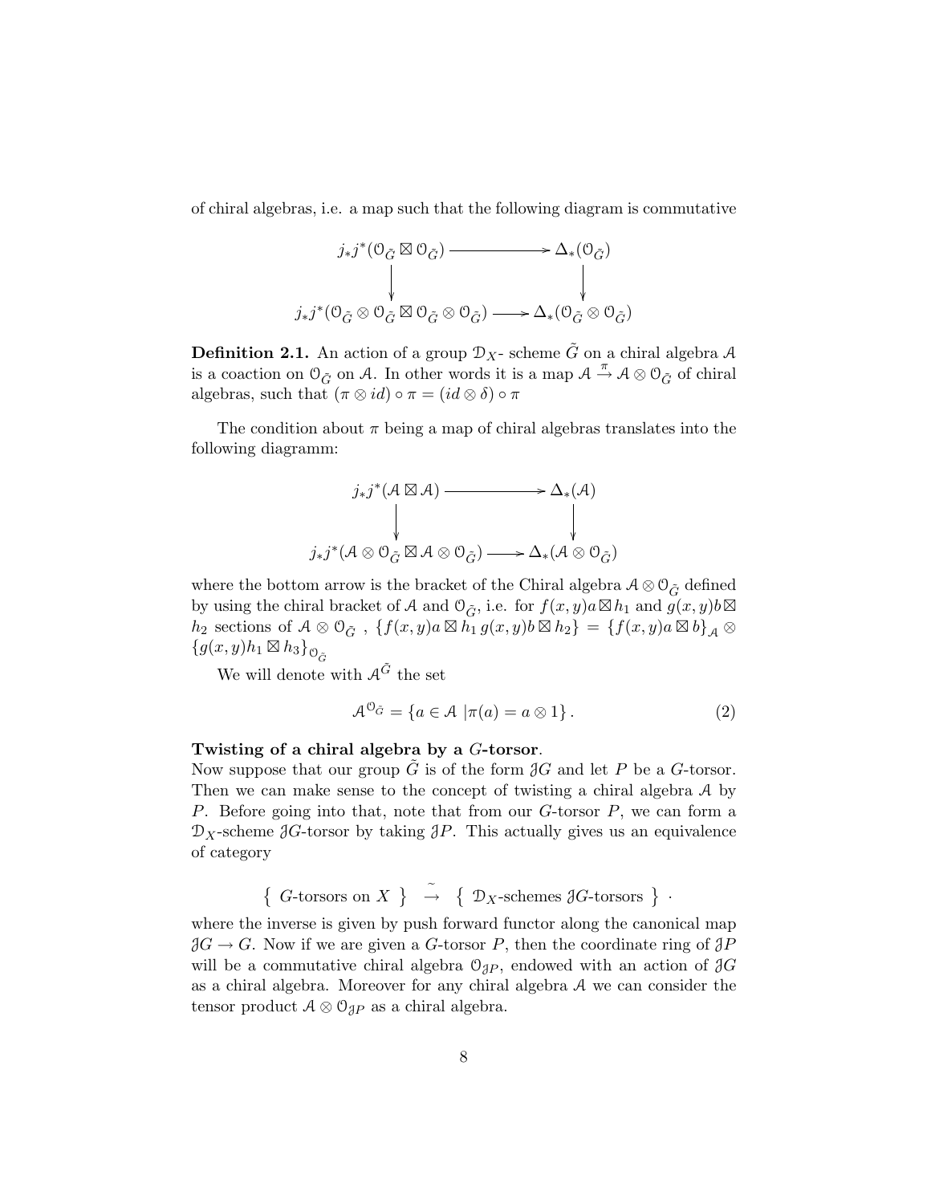of chiral algebras, i.e. a map such that the following diagram is commutative

$$
\begin{array}{ccc}
j_*j^*(\mathcal{O}_{\tilde{G}} \boxtimes \mathcal{O}_{\tilde{G}}) & \longrightarrow & \Delta_*(\mathcal{O}_{\tilde{G}}) \\
\downarrow & & \downarrow \\
j_*j^*(\mathcal{O}_{\tilde{G}} \otimes \mathcal{O}_{\tilde{G}} \boxtimes \mathcal{O}_{\tilde{G}} \otimes \mathcal{O}_{\tilde{G}}) & \longrightarrow & \Delta_*(\mathcal{O}_{\tilde{G}} \otimes \mathcal{O}_{\tilde{G}})
\end{array}
$$

**Definition 2.1.** An action of a group $\mathcal{D}_X$- scheme $\tilde{G}$ on a chiral algebra $\mathcal{A}$ is a coaction on $\mathcal{O}_{\tilde{G}}$ on $\mathcal{A}$. In other words it is a map $\mathcal{A} \xrightarrow{\pi} \mathcal{A} \otimes \mathcal{O}_{\tilde{G}}$ of chiral algebras, such that $(\pi \otimes id) \circ \pi = (id \otimes \delta) \circ \pi$

The condition about $\pi$ being a map of chiral algebras translates into the following diagramm:

$$
\begin{array}{ccc}
j_*j^*(\mathcal{A} \boxtimes \mathcal{A}) & \longrightarrow & \Delta_*(\mathcal{A}) \\
\downarrow & & \downarrow \\
j_*j^*(\mathcal{A} \otimes \mathcal{O}_{\tilde{G}} \boxtimes \mathcal{A} \otimes \mathcal{O}_{\tilde{G}}) & \longrightarrow & \Delta_*(\mathcal{A} \otimes \mathcal{O}_{\tilde{G}})
\end{array}
$$

where the bottom arrow is the bracket of the Chiral algebra $\mathcal{A} \otimes \mathcal{O}_{\tilde{G}}$ defined by using the chiral bracket of $\mathcal{A}$ and $\mathcal{O}_{\tilde{G}}$, i.e. for $f(x,y)a \boxtimes h_1$ and $g(x,y)b \boxtimes h_2$ sections of $\mathcal{A} \otimes \mathcal{O}_{\tilde{G}}$ , $\{f(x,y)a \boxtimes h_1 \, g(x,y)b \boxtimes h_2\} = \{f(x,y)a \boxtimes b\}_{\mathcal{A}} \otimes \{g(x,y)h_1 \boxtimes h_3\}_{\mathcal{O}_{\tilde{G}}}$

We will denote with $\mathcal{A}^{\tilde{G}}$ the set

$$
\mathcal{A}^{\mathcal{O}_{\tilde{G}}} = \{a \in \mathcal{A} \mid \pi(a) = a \otimes 1\}. \tag{2}
$$

**Twisting of a chiral algebra by a $G$-torsor**.
Now suppose that our group $\tilde{G}$ is of the form $\mathcal{J}G$ and let $P$ be a $G$-torsor. Then we can make sense to the concept of twisting a chiral algebra $\mathcal{A}$ by $P$. Before going into that, note that from our $G$-torsor $P$, we can form a $\mathcal{D}_X$-scheme $\mathcal{J}G$-torsor by taking $\mathcal{J}P$. This actually gives us an equivalence of category

$$
\{\ G\text{-torsors on } X\ \} \ \xrightarrow{\sim}\ \{\ \mathcal{D}_X\text{-schemes } \mathcal{J}G\text{-torsors}\ \}\ .
$$

where the inverse is given by push forward functor along the canonical map $\mathcal{J}G \to G$. Now if we are given a $G$-torsor $P$, then the coordinate ring of $\mathcal{J}P$ will be a commutative chiral algebra $\mathcal{O}_{\mathcal{J}P}$, endowed with an action of $\mathcal{J}G$ as a chiral algebra. Moreover for any chiral algebra $\mathcal{A}$ we can consider the tensor product $\mathcal{A} \otimes \mathcal{O}_{\mathcal{J}P}$ as a chiral algebra.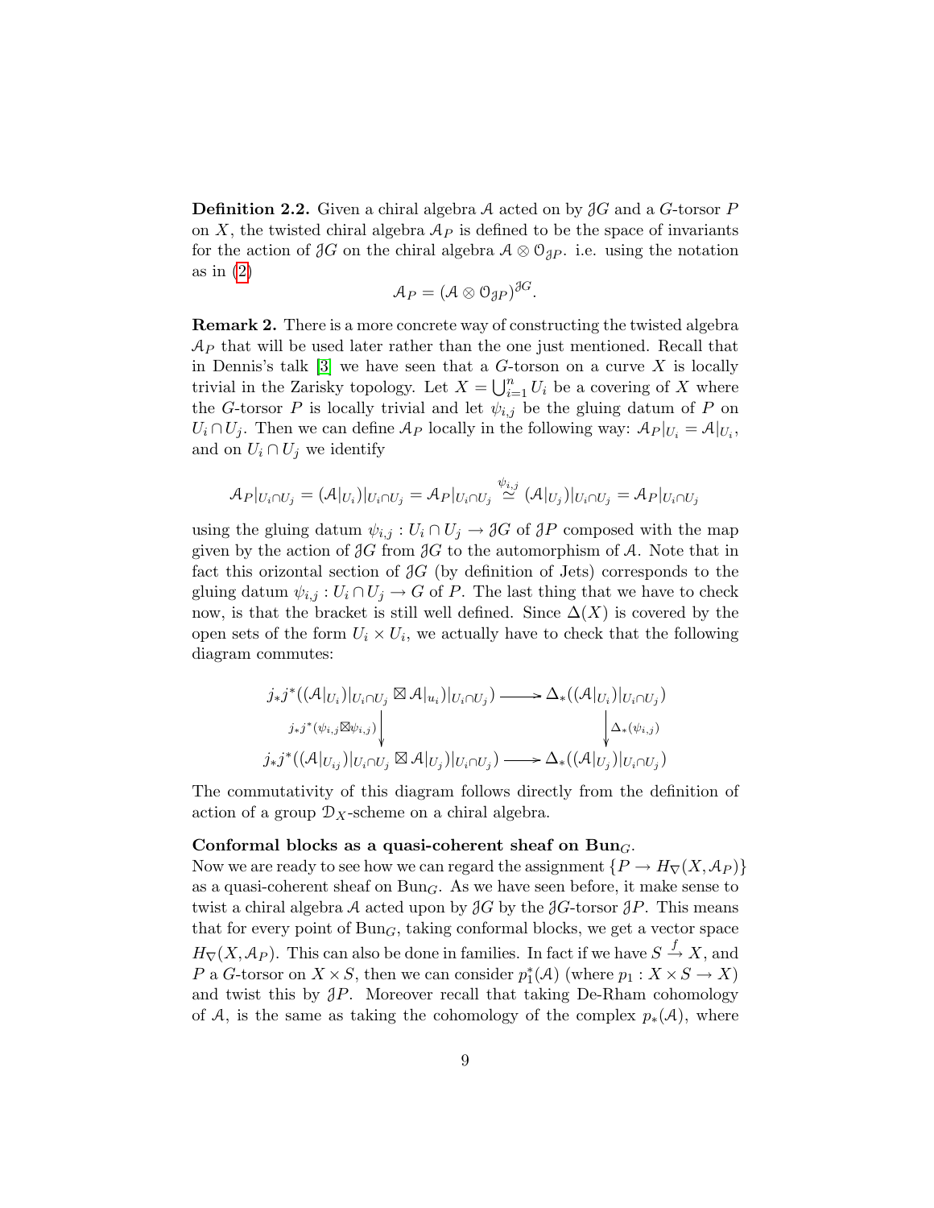**Definition 2.2.** Given a chiral algebra $\mathcal{A}$ acted on by $\mathcal{J}G$ and a $G$-torsor $P$ on $X$, the twisted chiral algebra $\mathcal{A}_P$ is defined to be the space of invariants for the action of $\mathcal{J}G$ on the chiral algebra $\mathcal{A} \otimes \mathcal{O}_{\mathcal{J}P}$. i.e. using the notation as in (2)

$$\mathcal{A}_P = (\mathcal{A} \otimes \mathcal{O}_{\mathcal{J}P})^{\mathcal{J}G}.$$

**Remark 2.** There is a more concrete way of constructing the twisted algebra $\mathcal{A}_P$ that will be used later rather than the one just mentioned. Recall that in Dennis's talk [3] we have seen that a $G$-torson on a curve $X$ is locally trivial in the Zarisky topology. Let $X = \bigcup_{i=1}^{n} U_i$ be a covering of $X$ where the $G$-torsor $P$ is locally trivial and let $\psi_{i,j}$ be the gluing datum of $P$ on $U_i \cap U_j$. Then we can define $\mathcal{A}_P$ locally in the following way: $\mathcal{A}_P|_{U_i} = \mathcal{A}|_{U_i}$, and on $U_i \cap U_j$ we identify

$$\mathcal{A}_P|_{U_i \cap U_j} = (\mathcal{A}|_{U_i})|_{U_i \cap U_j} = \mathcal{A}_P|_{U_i \cap U_j} \overset{\psi_{i,j}}{\simeq} (\mathcal{A}|_{U_j})|_{U_i \cap U_j} = \mathcal{A}_P|_{U_i \cap U_j}$$

using the gluing datum $\psi_{i,j} : U_i \cap U_j \to \mathcal{J}G$ of $\mathcal{J}P$ composed with the map given by the action of $\mathcal{J}G$ from $\mathcal{J}G$ to the automorphism of $\mathcal{A}$. Note that in fact this orizontal section of $\mathcal{J}G$ (by definition of Jets) corresponds to the gluing datum $\psi_{i,j} : U_i \cap U_j \to G$ of $P$. The last thing that we have to check now, is that the bracket is still well defined. Since $\Delta(X)$ is covered by the open sets of the form $U_i \times U_i$, we actually have to check that the following diagram commutes:

$$\begin{array}{ccc}
j_*j^*((\mathcal{A}|_{U_i})|_{U_i \cap U_j} \boxtimes \mathcal{A}|_{u_i})|_{U_i \cap U_j}) & \longrightarrow & \Delta_*((\mathcal{A}|_{U_i})|_{U_i \cap U_j}) \\
\Big\downarrow {\scriptstyle j_*j^*(\psi_{i,j} \boxtimes \psi_{i,j})} & & \Big\downarrow {\scriptstyle \Delta_*(\psi_{i,j})} \\
j_*j^*((\mathcal{A}|_{U_{ij}})|_{U_i \cap U_j} \boxtimes \mathcal{A}|_{U_j})|_{U_i \cap U_j}) & \longrightarrow & \Delta_*((\mathcal{A}|_{U_j})|_{U_i \cap U_j})
\end{array}$$

The commutativity of this diagram follows directly from the definition of action of a group $\mathcal{D}_X$-scheme on a chiral algebra.

**Conformal blocks as a quasi-coherent sheaf on $\mathrm{Bun}_G$.**

Now we are ready to see how we can regard the assignment $\{P \to H_\nabla(X, \mathcal{A}_P)\}$ as a quasi-coherent sheaf on $\mathrm{Bun}_G$. As we have seen before, it make sense to twist a chiral algebra $\mathcal{A}$ acted upon by $\mathcal{J}G$ by the $\mathcal{J}G$-torsor $\mathcal{J}P$. This means that for every point of $\mathrm{Bun}_G$, taking conformal blocks, we get a vector space $H_\nabla(X, \mathcal{A}_P)$. This can also be done in families. In fact if we have $S \xrightarrow{f} X$, and $P$ a $G$-torsor on $X \times S$, then we can consider $p_1^*(\mathcal{A})$ (where $p_1 : X \times S \to X$) and twist this by $\mathcal{J}P$. Moreover recall that taking De-Rham cohomology of $\mathcal{A}$, is the same as taking the cohomology of the complex $p_*(\mathcal{A})$, where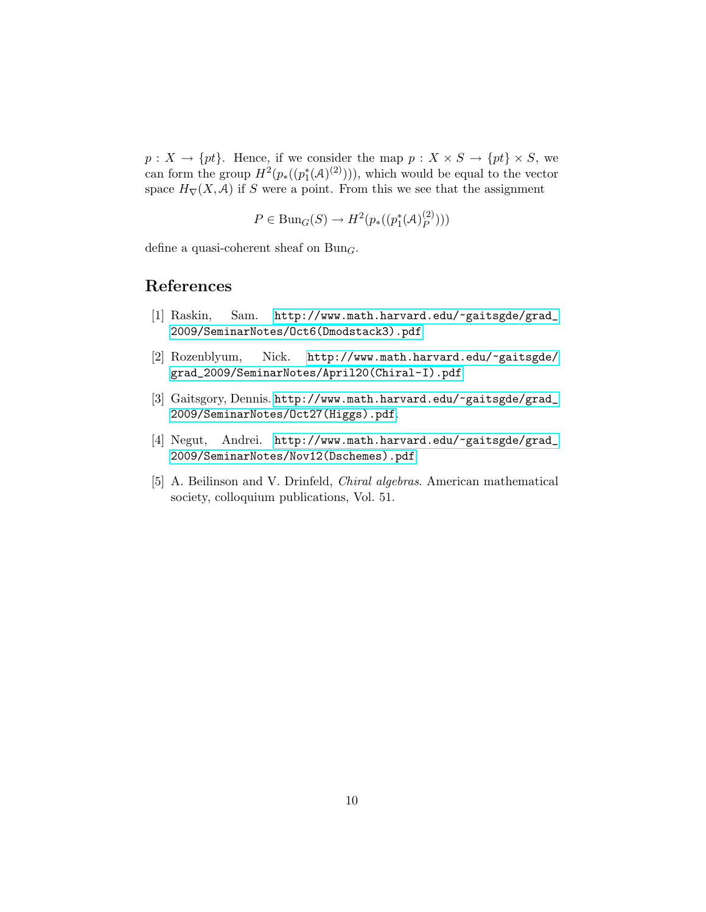$p : X \to \{pt\}$. Hence, if we consider the map $p : X \times S \to \{pt\} \times S$, we can form the group $H^2(p_*((p_1^*(\mathcal{A})^{(2)})))$, which would be equal to the vector space $H_\nabla(X, \mathcal{A})$ if $S$ were a point. From this we see that the assignment

$$P \in \mathrm{Bun}_G(S) \to H^2(p_*((p_1^*(\mathcal{A})_P^{(2)})))$$

define a quasi-coherent sheaf on $\mathrm{Bun}_G$.

## References

[1] Raskin, Sam. http://www.math.harvard.edu/~gaitsgde/grad_2009/SeminarNotes/Oct6(Dmodstack3).pdf

[2] Rozenblyum, Nick. http://www.math.harvard.edu/~gaitsgde/grad_2009/SeminarNotes/April20(Chiral-I).pdf

[3] Gaitsgory, Dennis. http://www.math.harvard.edu/~gaitsgde/grad_2009/SeminarNotes/Oct27(Higgs).pdf.

[4] Negut, Andrei. http://www.math.harvard.edu/~gaitsgde/grad_2009/SeminarNotes/Nov12(Dschemes).pdf

[5] A. Beilinson and V. Drinfeld, *Chiral algebras*. American mathematical society, colloquium publications, Vol. 51.